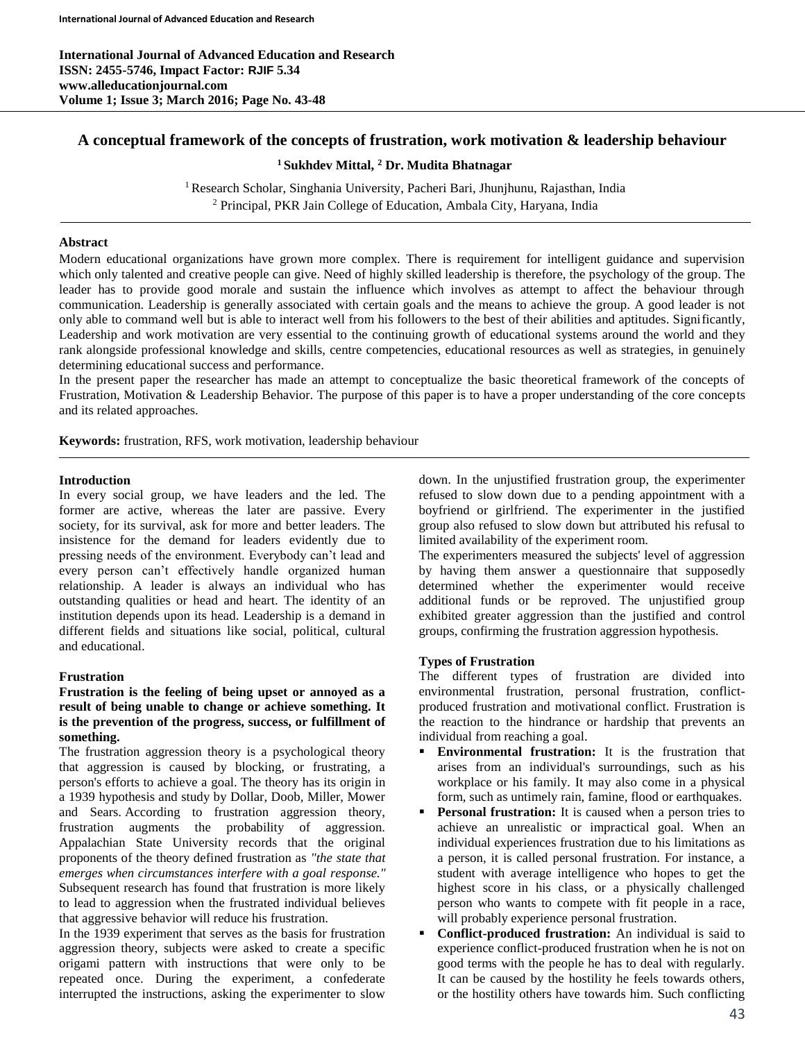# A conceptual framework of the concepts of frustration, work motivation & leadership behaviour

**[1] Sukhdev Mittal, [2] Dr. Mudita Bhatnagar**

[1] Research Scholar, Singhania University, Pacheri Bari, Jhunjhunu, Rajasthan, India
[2] Principal, PKR Jain College of Education, Ambala City, Haryana, India

## Abstract

Modern educational organizations have grown more complex. There is requirement for intelligent guidance and supervision which only talented and creative people can give. Need of highly skilled leadership is therefore, the psychology of the group. The leader has to provide good morale and sustain the influence which involves as attempt to affect the behaviour through communication. Leadership is generally associated with certain goals and the means to achieve the group. A good leader is not only able to command well but is able to interact well from his followers to the best of their abilities and aptitudes. Significantly, Leadership and work motivation are very essential to the continuing growth of educational systems around the world and they rank alongside professional knowledge and skills, centre competencies, educational resources as well as strategies, in genuinely determining educational success and performance.

In the present paper the researcher has made an attempt to conceptualize the basic theoretical framework of the concepts of Frustration, Motivation & Leadership Behavior. The purpose of this paper is to have a proper understanding of the core concepts and its related approaches.

**Keywords:** frustration, RFS, work motivation, leadership behaviour

## Introduction

In every social group, we have leaders and the led. The former are active, whereas the later are passive. Every society, for its survival, ask for more and better leaders. The insistence for the demand for leaders evidently due to pressing needs of the environment. Everybody can't lead and every person can't effectively handle organized human relationship. A leader is always an individual who has outstanding qualities or head and heart. The identity of an institution depends upon its head. Leadership is a demand in different fields and situations like social, political, cultural and educational.

## Frustration

**Frustration is the feeling of being upset or annoyed as a result of being unable to change or achieve something. It is the prevention of the progress, success, or fulfillment of something.**

The frustration aggression theory is a psychological theory that aggression is caused by blocking, or frustrating, a person's efforts to achieve a goal. The theory has its origin in a 1939 hypothesis and study by Dollar, Doob, Miller, Mower and Sears. According to frustration aggression theory, frustration augments the probability of aggression. Appalachian State University records that the original proponents of the theory defined frustration as *"the state that emerges when circumstances interfere with a goal response."* Subsequent research has found that frustration is more likely to lead to aggression when the frustrated individual believes that aggressive behavior will reduce his frustration.

In the 1939 experiment that serves as the basis for frustration aggression theory, subjects were asked to create a specific origami pattern with instructions that were only to be repeated once. During the experiment, a confederate interrupted the instructions, asking the experimenter to slow down. In the unjustified frustration group, the experimenter refused to slow down due to a pending appointment with a boyfriend or girlfriend. The experimenter in the justified group also refused to slow down but attributed his refusal to limited availability of the experiment room.

The experimenters measured the subjects' level of aggression by having them answer a questionnaire that supposedly determined whether the experimenter would receive additional funds or be reproved. The unjustified group exhibited greater aggression than the justified and control groups, confirming the frustration aggression hypothesis.

### Types of Frustration

The different types of frustration are divided into environmental frustration, personal frustration, conflict-produced frustration and motivational conflict. Frustration is the reaction to the hindrance or hardship that prevents an individual from reaching a goal.

- **Environmental frustration:** It is the frustration that arises from an individual's surroundings, such as his workplace or his family. It may also come in a physical form, such as untimely rain, famine, flood or earthquakes.
- **Personal frustration:** It is caused when a person tries to achieve an unrealistic or impractical goal. When an individual experiences frustration due to his limitations as a person, it is called personal frustration. For instance, a student with average intelligence who hopes to get the highest score in his class, or a physically challenged person who wants to compete with fit people in a race, will probably experience personal frustration.
- **Conflict-produced frustration:** An individual is said to experience conflict-produced frustration when he is not on good terms with the people he has to deal with regularly. It can be caused by the hostility he feels towards others, or the hostility others have towards him. Such conflicting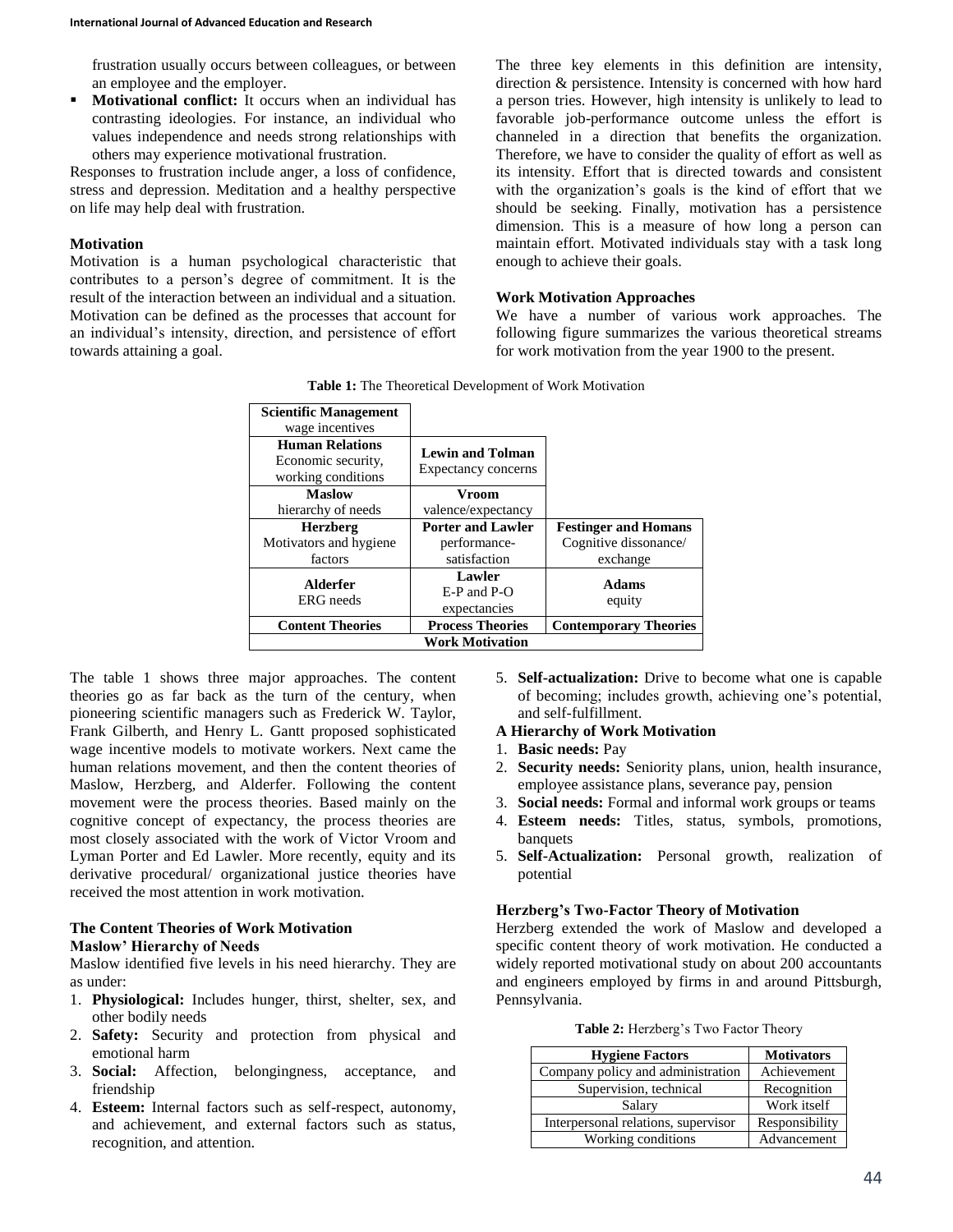frustration usually occurs between colleagues, or between an employee and the employer.

- **Motivational conflict:** It occurs when an individual has contrasting ideologies. For instance, an individual who values independence and needs strong relationships with others may experience motivational frustration.

Responses to frustration include anger, a loss of confidence, stress and depression. Meditation and a healthy perspective on life may help deal with frustration.

### Motivation

Motivation is a human psychological characteristic that contributes to a person's degree of commitment. It is the result of the interaction between an individual and a situation. Motivation can be defined as the processes that account for an individual's intensity, direction, and persistence of effort towards attaining a goal.

The three key elements in this definition are intensity, direction & persistence. Intensity is concerned with how hard a person tries. However, high intensity is unlikely to lead to favorable job-performance outcome unless the effort is channeled in a direction that benefits the organization. Therefore, we have to consider the quality of effort as well as its intensity. Effort that is directed towards and consistent with the organization's goals is the kind of effort that we should be seeking. Finally, motivation has a persistence dimension. This is a measure of how long a person can maintain effort. Motivated individuals stay with a task long enough to achieve their goals.

### Work Motivation Approaches

We have a number of various work approaches. The following figure summarizes the various theoretical streams for work motivation from the year 1900 to the present.

**Table 1:** The Theoretical Development of Work Motivation

| | | |
|---|---|---|
| **Scientific Management** wage incentives | | |
| **Human Relations** Economic security, working conditions | **Lewin and Tolman** Expectancy concerns | |
| **Maslow** hierarchy of needs | **Vroom** valence/expectancy | |
| **Herzberg** Motivators and hygiene factors | **Porter and Lawler** performance-satisfaction | **Festinger and Homans** Cognitive dissonance/ exchange |
| **Alderfer** ERG needs | **Lawler** E-P and P-O expectancies | **Adams** equity |
| **Content Theories** | **Process Theories** | **Contemporary Theories** |
| **Work Motivation** | | |

The table 1 shows three major approaches. The content theories go as far back as the turn of the century, when pioneering scientific managers such as Frederick W. Taylor, Frank Gilberth, and Henry L. Gantt proposed sophisticated wage incentive models to motivate workers. Next came the human relations movement, and then the content theories of Maslow, Herzberg, and Alderfer. Following the content movement were the process theories. Based mainly on the cognitive concept of expectancy, the process theories are most closely associated with the work of Victor Vroom and Lyman Porter and Ed Lawler. More recently, equity and its derivative procedural/ organizational justice theories have received the most attention in work motivation.

### The Content Theories of Work Motivation

#### Maslow' Hierarchy of Needs

Maslow identified five levels in his need hierarchy. They are as under:

1. **Physiological:** Includes hunger, thirst, shelter, sex, and other bodily needs
2. **Safety:** Security and protection from physical and emotional harm
3. **Social:** Affection, belongingness, acceptance, and friendship
4. **Esteem:** Internal factors such as self-respect, autonomy, and achievement, and external factors such as status, recognition, and attention.
5. **Self-actualization:** Drive to become what one is capable of becoming; includes growth, achieving one's potential, and self-fulfillment.

#### A Hierarchy of Work Motivation

1. **Basic needs:** Pay
2. **Security needs:** Seniority plans, union, health insurance, employee assistance plans, severance pay, pension
3. **Social needs:** Formal and informal work groups or teams
4. **Esteem needs:** Titles, status, symbols, promotions, banquets
5. **Self-Actualization:** Personal growth, realization of potential

#### Herzberg's Two-Factor Theory of Motivation

Herzberg extended the work of Maslow and developed a specific content theory of work motivation. He conducted a widely reported motivational study on about 200 accountants and engineers employed by firms in and around Pittsburgh, Pennsylvania.

**Table 2:** Herzberg's Two Factor Theory

| Hygiene Factors | Motivators |
|---|---|
| Company policy and administration | Achievement |
| Supervision, technical | Recognition |
| Salary | Work itself |
| Interpersonal relations, supervisor | Responsibility |
| Working conditions | Advancement |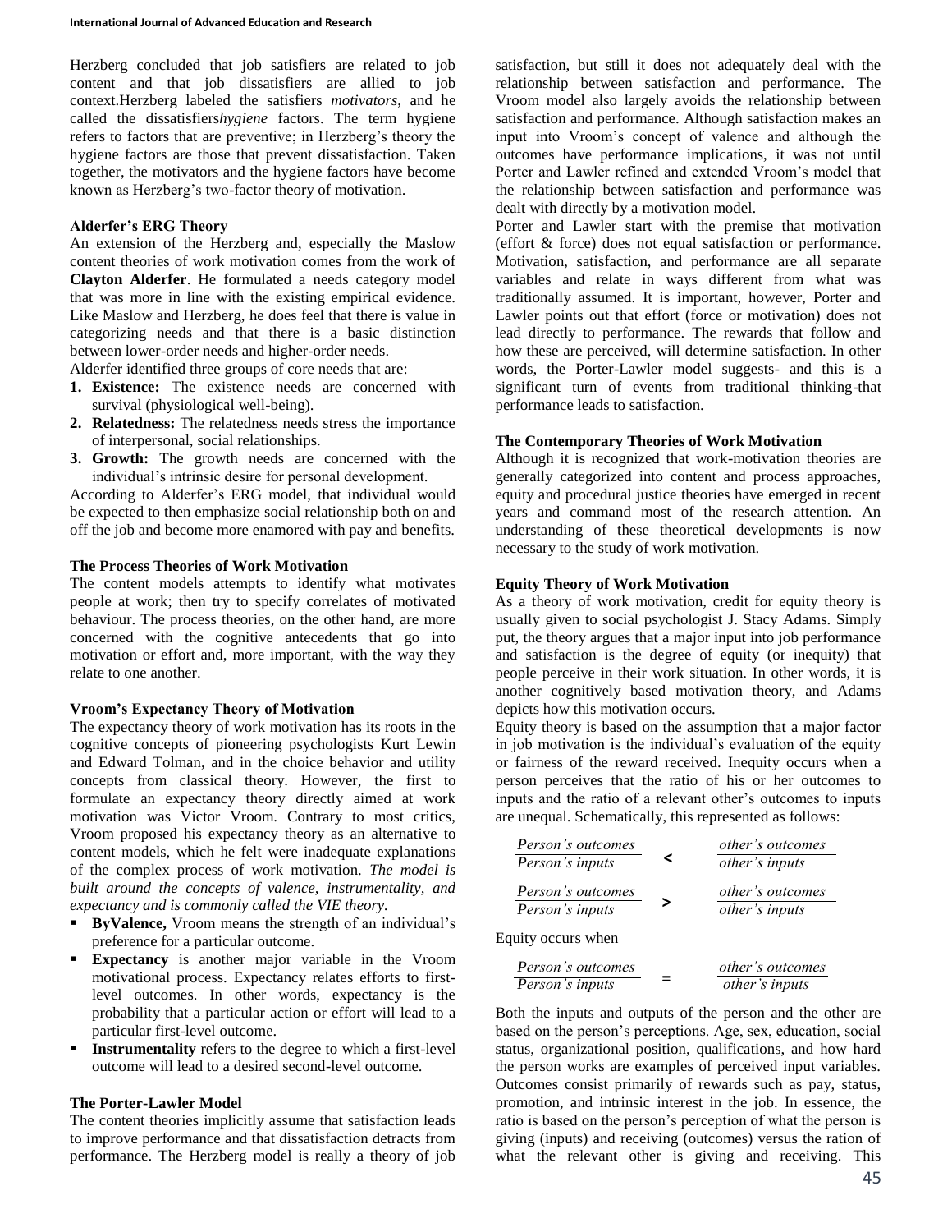Herzberg concluded that job satisfiers are related to job content and that job dissatisfiers are allied to job context.Herzberg labeled the satisfiers *motivators*, and he called the dissatisfiers*hygiene* factors. The term hygiene refers to factors that are preventive; in Herzberg's theory the hygiene factors are those that prevent dissatisfaction. Taken together, the motivators and the hygiene factors have become known as Herzberg's two-factor theory of motivation.

### Alderfer's ERG Theory

An extension of the Herzberg and, especially the Maslow content theories of work motivation comes from the work of **Clayton Alderfer**. He formulated a needs category model that was more in line with the existing empirical evidence. Like Maslow and Herzberg, he does feel that there is value in categorizing needs and that there is a basic distinction between lower-order needs and higher-order needs.

Alderfer identified three groups of core needs that are:

1. **Existence:** The existence needs are concerned with survival (physiological well-being).
2. **Relatedness:** The relatedness needs stress the importance of interpersonal, social relationships.
3. **Growth:** The growth needs are concerned with the individual's intrinsic desire for personal development.

According to Alderfer's ERG model, that individual would be expected to then emphasize social relationship both on and off the job and become more enamored with pay and benefits.

### The Process Theories of Work Motivation

The content models attempts to identify what motivates people at work; then try to specify correlates of motivated behaviour. The process theories, on the other hand, are more concerned with the cognitive antecedents that go into motivation or effort and, more important, with the way they relate to one another.

### Vroom's Expectancy Theory of Motivation

The expectancy theory of work motivation has its roots in the cognitive concepts of pioneering psychologists Kurt Lewin and Edward Tolman, and in the choice behavior and utility concepts from classical theory. However, the first to formulate an expectancy theory directly aimed at work motivation was Victor Vroom. Contrary to most critics, Vroom proposed his expectancy theory as an alternative to content models, which he felt were inadequate explanations of the complex process of work motivation. *The model is built around the concepts of valence, instrumentality, and expectancy and is commonly called the VIE theory.*

- **ByValence,** Vroom means the strength of an individual's preference for a particular outcome.
- **Expectancy** is another major variable in the Vroom motivational process. Expectancy relates efforts to first-level outcomes. In other words, expectancy is the probability that a particular action or effort will lead to a particular first-level outcome.
- **Instrumentality** refers to the degree to which a first-level outcome will lead to a desired second-level outcome.

### The Porter-Lawler Model

The content theories implicitly assume that satisfaction leads to improve performance and that dissatisfaction detracts from performance. The Herzberg model is really a theory of job satisfaction, but still it does not adequately deal with the relationship between satisfaction and performance. The Vroom model also largely avoids the relationship between satisfaction and performance. Although satisfaction makes an input into Vroom's concept of valence and although the outcomes have performance implications, it was not until Porter and Lawler refined and extended Vroom's model that the relationship between satisfaction and performance was dealt with directly by a motivation model.

Porter and Lawler start with the premise that motivation (effort & force) does not equal satisfaction or performance. Motivation, satisfaction, and performance are all separate variables and relate in ways different from what was traditionally assumed. It is important, however, Porter and Lawler points out that effort (force or motivation) does not lead directly to performance. The rewards that follow and how these are perceived, will determine satisfaction. In other words, the Porter-Lawler model suggests- and this is a significant turn of events from traditional thinking-that performance leads to satisfaction.

### The Contemporary Theories of Work Motivation

Although it is recognized that work-motivation theories are generally categorized into content and process approaches, equity and procedural justice theories have emerged in recent years and command most of the research attention. An understanding of these theoretical developments is now necessary to the study of work motivation.

### Equity Theory of Work Motivation

As a theory of work motivation, credit for equity theory is usually given to social psychologist J. Stacy Adams. Simply put, the theory argues that a major input into job performance and satisfaction is the degree of equity (or inequity) that people perceive in their work situation. In other words, it is another cognitively based motivation theory, and Adams depicts how this motivation occurs.

Equity theory is based on the assumption that a major factor in job motivation is the individual's evaluation of the equity or fairness of the reward received. Inequity occurs when a person perceives that the ratio of his or her outcomes to inputs and the ratio of a relevant other's outcomes to inputs are unequal. Schematically, this represented as follows:

$$\frac{\textit{Person's outcomes}}{\textit{Person's inputs}} < \frac{\textit{other's outcomes}}{\textit{other's inputs}}$$

$$\frac{\textit{Person's outcomes}}{\textit{Person's inputs}} > \frac{\textit{other's outcomes}}{\textit{other's inputs}}$$

Equity occurs when

$$\frac{\textit{Person's outcomes}}{\textit{Person's inputs}} = \frac{\textit{other's outcomes}}{\textit{other's inputs}}$$

Both the inputs and outputs of the person and the other are based on the person's perceptions. Age, sex, education, social status, organizational position, qualifications, and how hard the person works are examples of perceived input variables. Outcomes consist primarily of rewards such as pay, status, promotion, and intrinsic interest in the job. In essence, the ratio is based on the person's perception of what the person is giving (inputs) and receiving (outcomes) versus the ration of what the relevant other is giving and receiving. This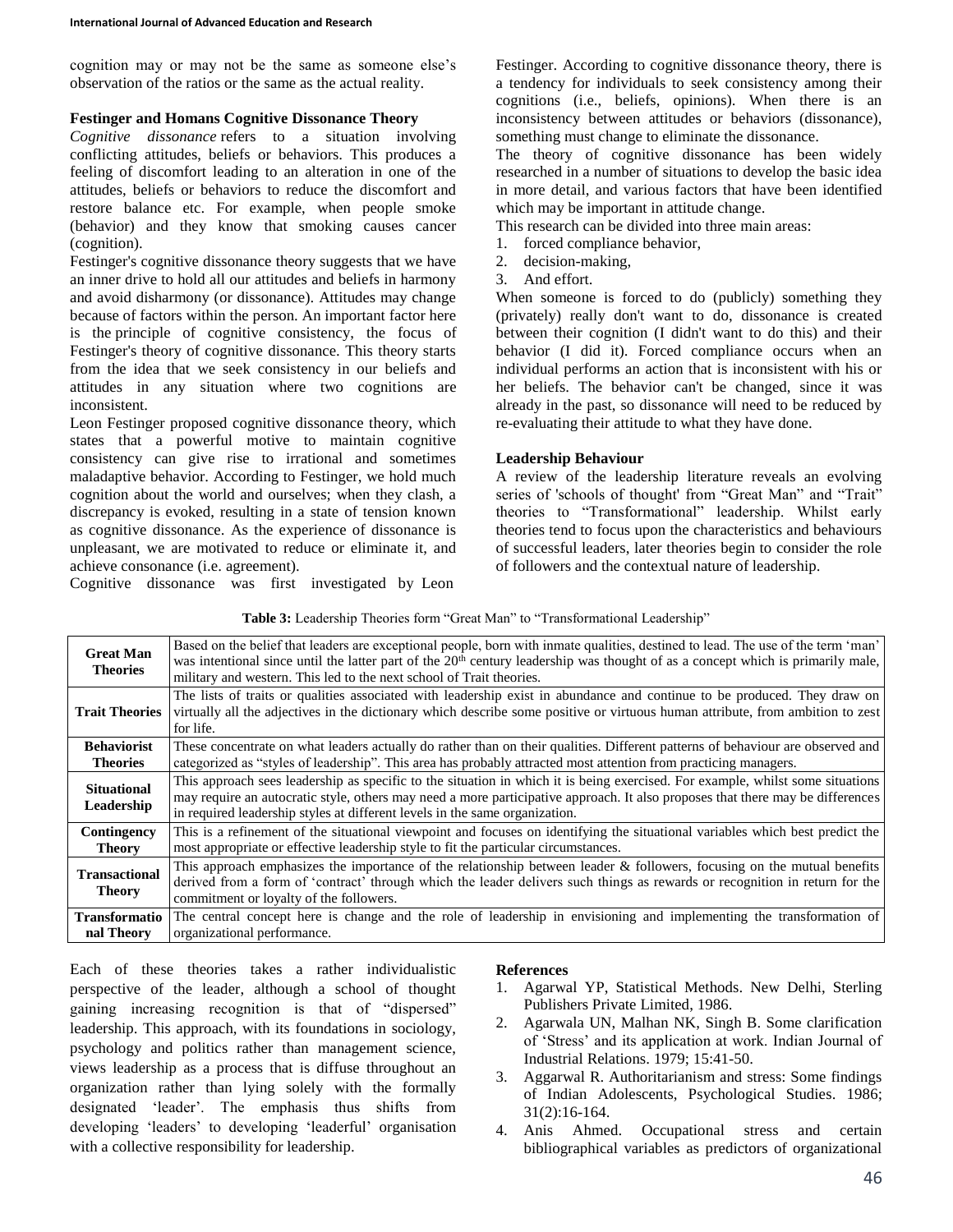cognition may or may not be the same as someone else's observation of the ratios or the same as the actual reality.

### Festinger and Homans Cognitive Dissonance Theory

*Cognitive dissonance* refers to a situation involving conflicting attitudes, beliefs or behaviors. This produces a feeling of discomfort leading to an alteration in one of the attitudes, beliefs or behaviors to reduce the discomfort and restore balance etc. For example, when people smoke (behavior) and they know that smoking causes cancer (cognition).

Festinger's cognitive dissonance theory suggests that we have an inner drive to hold all our attitudes and beliefs in harmony and avoid disharmony (or dissonance). Attitudes may change because of factors within the person. An important factor here is the principle of cognitive consistency, the focus of Festinger's theory of cognitive dissonance. This theory starts from the idea that we seek consistency in our beliefs and attitudes in any situation where two cognitions are inconsistent.

Leon Festinger proposed cognitive dissonance theory, which states that a powerful motive to maintain cognitive consistency can give rise to irrational and sometimes maladaptive behavior. According to Festinger, we hold much cognition about the world and ourselves; when they clash, a discrepancy is evoked, resulting in a state of tension known as cognitive dissonance. As the experience of dissonance is unpleasant, we are motivated to reduce or eliminate it, and achieve consonance (i.e. agreement).

Cognitive dissonance was first investigated by Leon Festinger. According to cognitive dissonance theory, there is a tendency for individuals to seek consistency among their cognitions (i.e., beliefs, opinions). When there is an inconsistency between attitudes or behaviors (dissonance), something must change to eliminate the dissonance.

The theory of cognitive dissonance has been widely researched in a number of situations to develop the basic idea in more detail, and various factors that have been identified which may be important in attitude change.

This research can be divided into three main areas:

1. forced compliance behavior,
2. decision-making,
3. And effort.

When someone is forced to do (publicly) something they (privately) really don't want to do, dissonance is created between their cognition (I didn't want to do this) and their behavior (I did it). Forced compliance occurs when an individual performs an action that is inconsistent with his or her beliefs. The behavior can't be changed, since it was already in the past, so dissonance will need to be reduced by re-evaluating their attitude to what they have done.

### Leadership Behaviour

A review of the leadership literature reveals an evolving series of 'schools of thought' from "Great Man" and "Trait" theories to "Transformational" leadership. Whilst early theories tend to focus upon the characteristics and behaviours of successful leaders, later theories begin to consider the role of followers and the contextual nature of leadership.

**Table 3:** Leadership Theories form "Great Man" to "Transformational Leadership"

| | |
|---|---|
| **Great Man Theories** | Based on the belief that leaders are exceptional people, born with inmate qualities, destined to lead. The use of the term 'man' was intentional since until the latter part of the 20th century leadership was thought of as a concept which is primarily male, military and western. This led to the next school of Trait theories. |
| **Trait Theories** | The lists of traits or qualities associated with leadership exist in abundance and continue to be produced. They draw on virtually all the adjectives in the dictionary which describe some positive or virtuous human attribute, from ambition to zest for life. |
| **Behaviorist Theories** | These concentrate on what leaders actually do rather than on their qualities. Different patterns of behaviour are observed and categorized as "styles of leadership". This area has probably attracted most attention from practicing managers. |
| **Situational Leadership** | This approach sees leadership as specific to the situation in which it is being exercised. For example, whilst some situations may require an autocratic style, others may need a more participative approach. It also proposes that there may be differences in required leadership styles at different levels in the same organization. |
| **Contingency Theory** | This is a refinement of the situational viewpoint and focuses on identifying the situational variables which best predict the most appropriate or effective leadership style to fit the particular circumstances. |
| **Transactional Theory** | This approach emphasizes the importance of the relationship between leader & followers, focusing on the mutual benefits derived from a form of 'contract' through which the leader delivers such things as rewards or recognition in return for the commitment or loyalty of the followers. |
| **Transformational Theory** | The central concept here is change and the role of leadership in envisioning and implementing the transformation of organizational performance. |

Each of these theories takes a rather individualistic perspective of the leader, although a school of thought gaining increasing recognition is that of "dispersed" leadership. This approach, with its foundations in sociology, psychology and politics rather than management science, views leadership as a process that is diffuse throughout an organization rather than lying solely with the formally designated 'leader'. The emphasis thus shifts from developing 'leaders' to developing 'leaderful' organisation with a collective responsibility for leadership.

### References

1. Agarwal YP, Statistical Methods. New Delhi, Sterling Publishers Private Limited, 1986.
2. Agarwala UN, Malhan NK, Singh B. Some clarification of 'Stress' and its application at work. Indian Journal of Industrial Relations. 1979; 15:41-50.
3. Aggarwal R. Authoritarianism and stress: Some findings of Indian Adolescents, Psychological Studies. 1986; 31(2):16-164.
4. Anis Ahmed. Occupational stress and certain bibliographical variables as predictors of organizational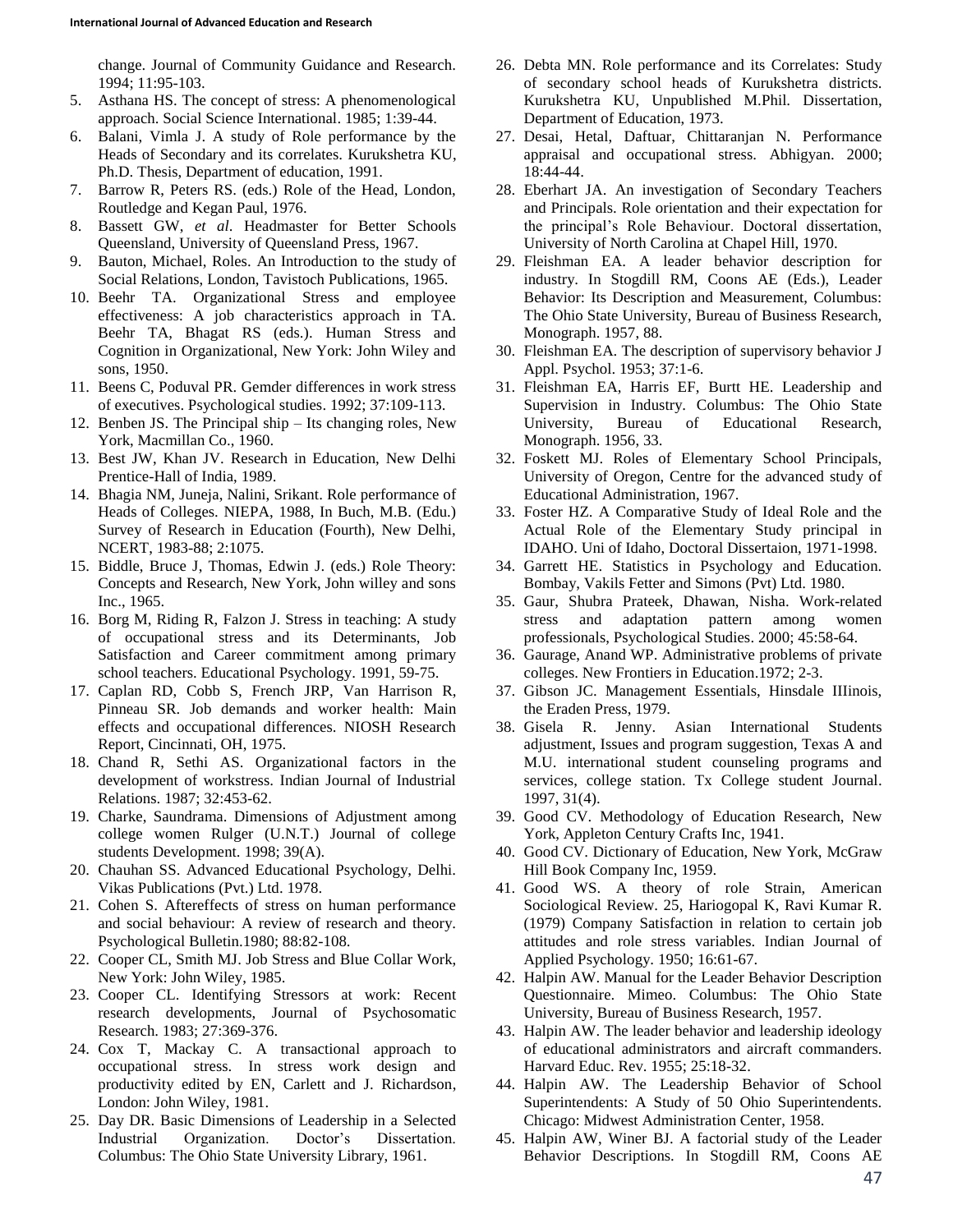change. Journal of Community Guidance and Research. 1994; 11:95-103.

5. Asthana HS. The concept of stress: A phenomenological approach. Social Science International. 1985; 1:39-44.
6. Balani, Vimla J. A study of Role performance by the Heads of Secondary and its correlates. Kurukshetra KU, Ph.D. Thesis, Department of education, 1991.
7. Barrow R, Peters RS. (eds.) Role of the Head, London, Routledge and Kegan Paul, 1976.
8. Bassett GW, *et al*. Headmaster for Better Schools Queensland, University of Queensland Press, 1967.
9. Bauton, Michael, Roles. An Introduction to the study of Social Relations, London, Tavistoch Publications, 1965.
10. Beehr TA. Organizational Stress and employee effectiveness: A job characteristics approach in TA. Beehr TA, Bhagat RS (eds.). Human Stress and Cognition in Organizational, New York: John Wiley and sons, 1950.
11. Beens C, Poduval PR. Gemder differences in work stress of executives. Psychological studies. 1992; 37:109-113.
12. Benben JS. The Principal ship – Its changing roles, New York, Macmillan Co., 1960.
13. Best JW, Khan JV. Research in Education, New Delhi Prentice-Hall of India, 1989.
14. Bhagia NM, Juneja, Nalini, Srikant. Role performance of Heads of Colleges. NIEPA, 1988, In Buch, M.B. (Edu.) Survey of Research in Education (Fourth), New Delhi, NCERT, 1983-88; 2:1075.
15. Biddle, Bruce J, Thomas, Edwin J. (eds.) Role Theory: Concepts and Research, New York, John willey and sons Inc., 1965.
16. Borg M, Riding R, Falzon J. Stress in teaching: A study of occupational stress and its Determinants, Job Satisfaction and Career commitment among primary school teachers. Educational Psychology. 1991, 59-75.
17. Caplan RD, Cobb S, French JRP, Van Harrison R, Pinneau SR. Job demands and worker health: Main effects and occupational differences. NIOSH Research Report, Cincinnati, OH, 1975.
18. Chand R, Sethi AS. Organizational factors in the development of workstress. Indian Journal of Industrial Relations. 1987; 32:453-62.
19. Charke, Saundrama. Dimensions of Adjustment among college women Rulger (U.N.T.) Journal of college students Development. 1998; 39(A).
20. Chauhan SS. Advanced Educational Psychology, Delhi. Vikas Publications (Pvt.) Ltd. 1978.
21. Cohen S. Aftereffects of stress on human performance and social behaviour: A review of research and theory. Psychological Bulletin.1980; 88:82-108.
22. Cooper CL, Smith MJ. Job Stress and Blue Collar Work, New York: John Wiley, 1985.
23. Cooper CL. Identifying Stressors at work: Recent research developments, Journal of Psychosomatic Research. 1983; 27:369-376.
24. Cox T, Mackay C. A transactional approach to occupational stress. In stress work design and productivity edited by EN, Carlett and J. Richardson, London: John Wiley, 1981.
25. Day DR. Basic Dimensions of Leadership in a Selected Industrial Organization. Doctor's Dissertation. Columbus: The Ohio State University Library, 1961.
26. Debta MN. Role performance and its Correlates: Study of secondary school heads of Kurukshetra districts. Kurukshetra KU, Unpublished M.Phil. Dissertation, Department of Education, 1973.
27. Desai, Hetal, Daftuar, Chittaranjan N. Performance appraisal and occupational stress. Abhigyan. 2000; 18:44-44.
28. Eberhart JA. An investigation of Secondary Teachers and Principals. Role orientation and their expectation for the principal's Role Behaviour. Doctoral dissertation, University of North Carolina at Chapel Hill, 1970.
29. Fleishman EA. A leader behavior description for industry. In Stogdill RM, Coons AE (Eds.), Leader Behavior: Its Description and Measurement, Columbus: The Ohio State University, Bureau of Business Research, Monograph. 1957, 88.
30. Fleishman EA. The description of supervisory behavior J Appl. Psychol. 1953; 37:1-6.
31. Fleishman EA, Harris EF, Burtt HE. Leadership and Supervision in Industry. Columbus: The Ohio State University, Bureau of Educational Research, Monograph. 1956, 33.
32. Foskett MJ. Roles of Elementary School Principals, University of Oregon, Centre for the advanced study of Educational Administration, 1967.
33. Foster HZ. A Comparative Study of Ideal Role and the Actual Role of the Elementary Study principal in IDAHO. Uni of Idaho, Doctoral Dissertaion, 1971-1998.
34. Garrett HE. Statistics in Psychology and Education. Bombay, Vakils Fetter and Simons (Pvt) Ltd. 1980.
35. Gaur, Shubra Prateek, Dhawan, Nisha. Work-related stress and adaptation pattern among women professionals, Psychological Studies. 2000; 45:58-64.
36. Gaurage, Anand WP. Administrative problems of private colleges. New Frontiers in Education.1972; 2-3.
37. Gibson JC. Management Essentials, Hinsdale IIIinois, the Eraden Press, 1979.
38. Gisela R. Jenny. Asian International Students adjustment, Issues and program suggestion, Texas A and M.U. international student counseling programs and services, college station. Tx College student Journal. 1997, 31(4).
39. Good CV. Methodology of Education Research, New York, Appleton Century Crafts Inc, 1941.
40. Good CV. Dictionary of Education, New York, McGraw Hill Book Company Inc, 1959.
41. Good WS. A theory of role Strain, American Sociological Review. 25, Hariogopal K, Ravi Kumar R. (1979) Company Satisfaction in relation to certain job attitudes and role stress variables. Indian Journal of Applied Psychology. 1950; 16:61-67.
42. Halpin AW. Manual for the Leader Behavior Description Questionnaire. Mimeo. Columbus: The Ohio State University, Bureau of Business Research, 1957.
43. Halpin AW. The leader behavior and leadership ideology of educational administrators and aircraft commanders. Harvard Educ. Rev. 1955; 25:18-32.
44. Halpin AW. The Leadership Behavior of School Superintendents: A Study of 50 Ohio Superintendents. Chicago: Midwest Administration Center, 1958.
45. Halpin AW, Winer BJ. A factorial study of the Leader Behavior Descriptions. In Stogdill RM, Coons AE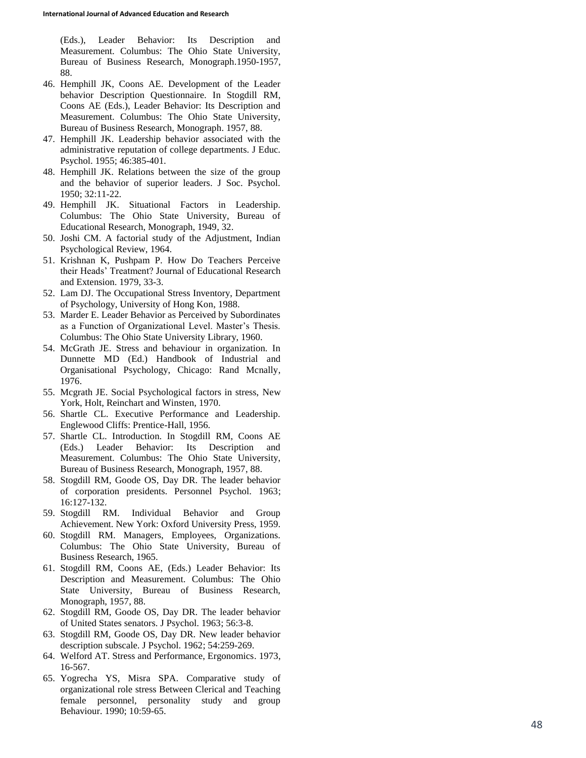(Eds.), Leader Behavior: Its Description and Measurement. Columbus: The Ohio State University, Bureau of Business Research, Monograph.1950-1957, 88.

46. Hemphill JK, Coons AE. Development of the Leader behavior Description Questionnaire. In Stogdill RM, Coons AE (Eds.), Leader Behavior: Its Description and Measurement. Columbus: The Ohio State University, Bureau of Business Research, Monograph. 1957, 88.
47. Hemphill JK. Leadership behavior associated with the administrative reputation of college departments. J Educ. Psychol. 1955; 46:385-401.
48. Hemphill JK. Relations between the size of the group and the behavior of superior leaders. J Soc. Psychol. 1950; 32:11-22.
49. Hemphill JK. Situational Factors in Leadership. Columbus: The Ohio State University, Bureau of Educational Research, Monograph, 1949, 32.
50. Joshi CM. A factorial study of the Adjustment, Indian Psychological Review, 1964.
51. Krishnan K, Pushpam P. How Do Teachers Perceive their Heads' Treatment? Journal of Educational Research and Extension. 1979, 33-3.
52. Lam DJ. The Occupational Stress Inventory, Department of Psychology, University of Hong Kon, 1988.
53. Marder E. Leader Behavior as Perceived by Subordinates as a Function of Organizational Level. Master's Thesis. Columbus: The Ohio State University Library, 1960.
54. McGrath JE. Stress and behaviour in organization. In Dunnette MD (Ed.) Handbook of Industrial and Organisational Psychology, Chicago: Rand Mcnally, 1976.
55. Mcgrath JE. Social Psychological factors in stress, New York, Holt, Reinchart and Winsten, 1970.
56. Shartle CL. Executive Performance and Leadership. Englewood Cliffs: Prentice-Hall, 1956.
57. Shartle CL. Introduction. In Stogdill RM, Coons AE (Eds.) Leader Behavior: Its Description and Measurement. Columbus: The Ohio State University, Bureau of Business Research, Monograph, 1957, 88.
58. Stogdill RM, Goode OS, Day DR. The leader behavior of corporation presidents. Personnel Psychol. 1963; 16:127-132.
59. Stogdill RM. Individual Behavior and Group Achievement. New York: Oxford University Press, 1959.
60. Stogdill RM. Managers, Employees, Organizations. Columbus: The Ohio State University, Bureau of Business Research, 1965.
61. Stogdill RM, Coons AE, (Eds.) Leader Behavior: Its Description and Measurement. Columbus: The Ohio State University, Bureau of Business Research, Monograph, 1957, 88.
62. Stogdill RM, Goode OS, Day DR. The leader behavior of United States senators. J Psychol. 1963; 56:3-8.
63. Stogdill RM, Goode OS, Day DR. New leader behavior description subscale. J Psychol. 1962; 54:259-269.
64. Welford AT. Stress and Performance, Ergonomics. 1973, 16-567.
65. Yogrecha YS, Misra SPA. Comparative study of organizational role stress Between Clerical and Teaching female personnel, personality study and group Behaviour. 1990; 10:59-65.